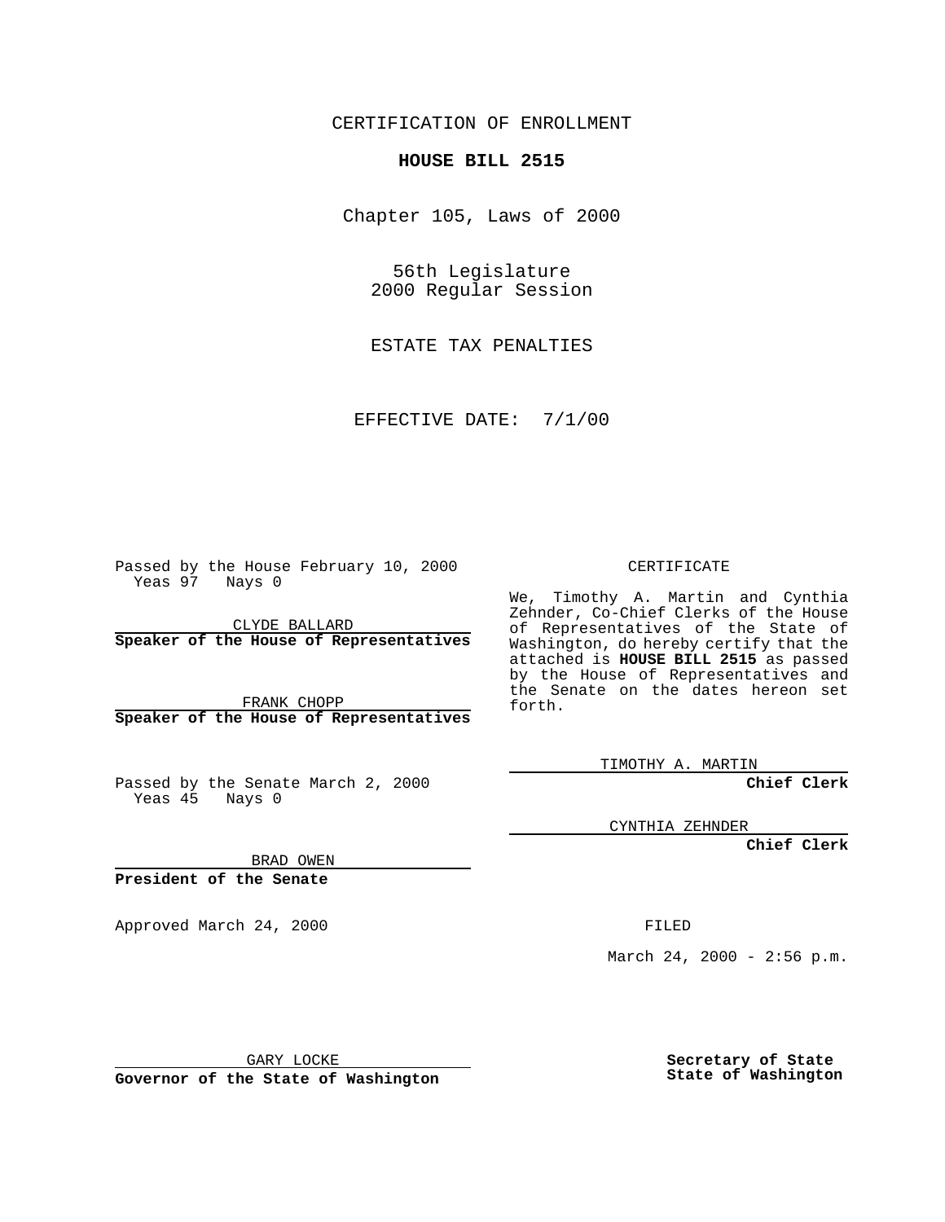CERTIFICATION OF ENROLLMENT

**HOUSE BILL 2515**

Chapter 105, Laws of 2000

56th Legislature
2000 Regular Session

ESTATE TAX PENALTIES

EFFECTIVE DATE: 7/1/00

Passed by the House February 10, 2000
Yeas 97 Nays 0

CLYDE BALLARD
**Speaker of the House of Representatives**

FRANK CHOPP
**Speaker of the House of Representatives**

Passed by the Senate March 2, 2000
Yeas 45 Nays 0

BRAD OWEN
**President of the Senate**

Approved March 24, 2000

GARY LOCKE
**Governor of the State of Washington**

CERTIFICATE

We, Timothy A. Martin and Cynthia Zehnder, Co-Chief Clerks of the House of Representatives of the State of Washington, do hereby certify that the attached is **HOUSE BILL 2515** as passed by the House of Representatives and the Senate on the dates hereon set forth.

TIMOTHY A. MARTIN
**Chief Clerk**

CYNTHIA ZEHNDER
**Chief Clerk**

FILED

March 24, 2000 - 2:56 p.m.

**Secretary of State**
**State of Washington**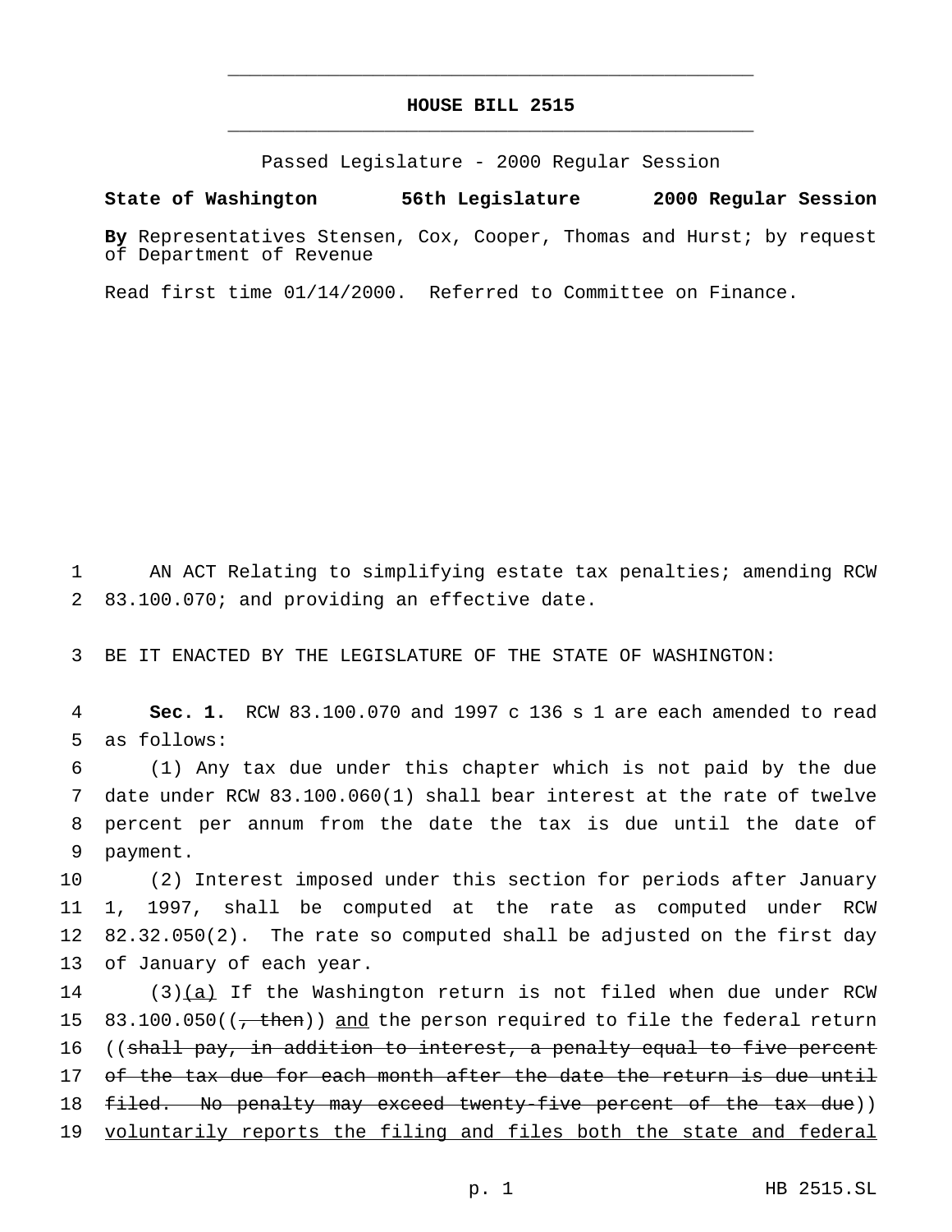# HOUSE BILL 2515

Passed Legislature - 2000 Regular Session

**State of Washington 56th Legislature 2000 Regular Session**

**By** Representatives Stensen, Cox, Cooper, Thomas and Hurst; by request of Department of Revenue

Read first time 01/14/2000. Referred to Committee on Finance.

1 AN ACT Relating to simplifying estate tax penalties; amending RCW
2 83.100.070; and providing an effective date.

3 BE IT ENACTED BY THE LEGISLATURE OF THE STATE OF WASHINGTON:

4 **Sec. 1.** RCW 83.100.070 and 1997 c 136 s 1 are each amended to read
5 as follows:

6 (1) Any tax due under this chapter which is not paid by the due
7 date under RCW 83.100.060(1) shall bear interest at the rate of twelve
8 percent per annum from the date the tax is due until the date of
9 payment.

10 (2) Interest imposed under this section for periods after January
11 1, 1997, shall be computed at the rate as computed under RCW
12 82.32.050(2). The rate so computed shall be adjusted on the first day
13 of January of each year.

14 (3)<u>(a)</u> If the Washington return is not filed when due under RCW
15 83.100.050((~~, then~~)) <u>and</u> the person required to file the federal return
16 ((~~shall pay, in addition to interest, a penalty equal to five percent~~
17 ~~of the tax due for each month after the date the return is due until~~
18 ~~filed. No penalty may exceed twenty-five percent of the tax due~~))
19 <u>voluntarily reports the filing and files both the state and federal</u>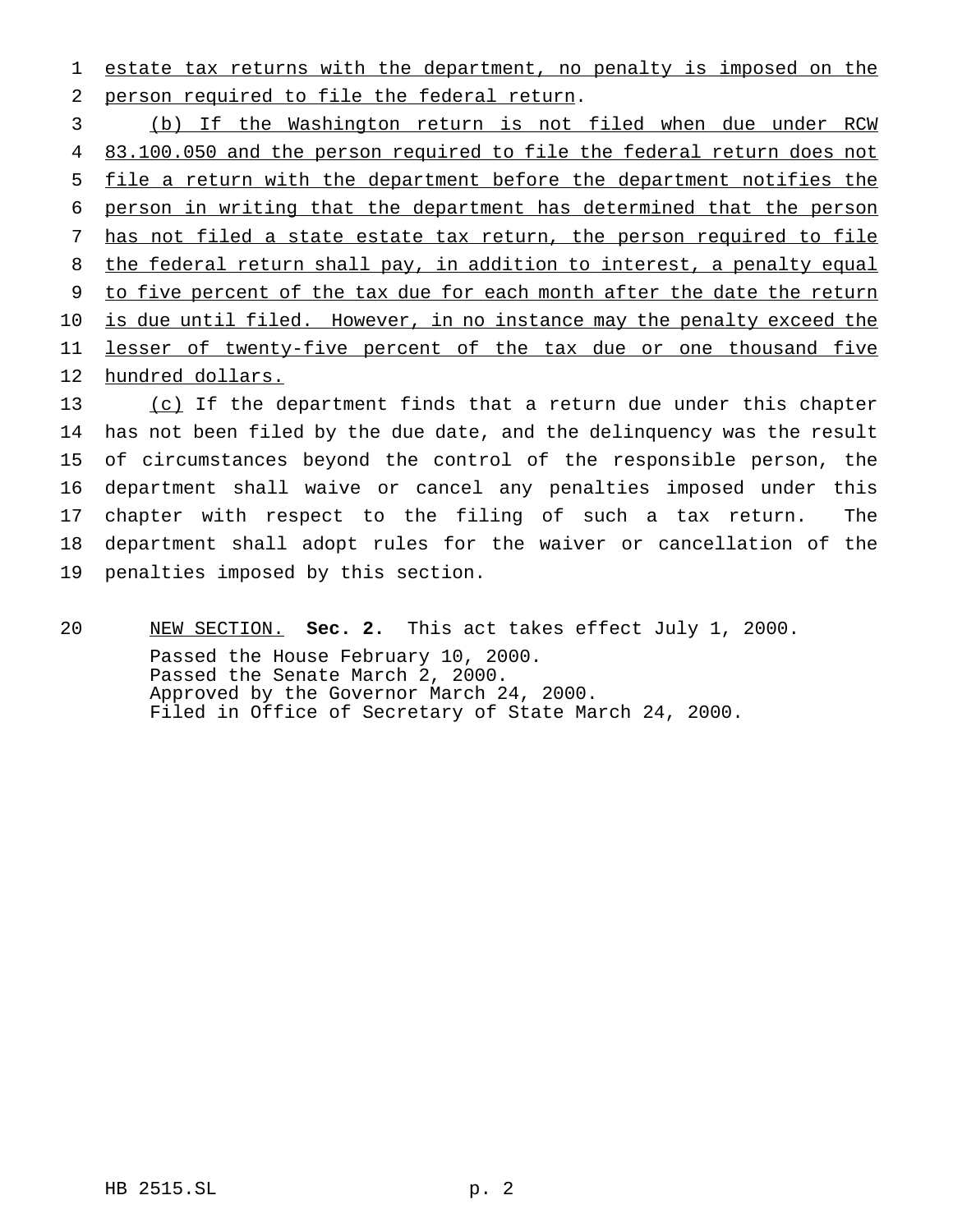estate tax returns with the department, no penalty is imposed on the person required to file the federal return.

(b) If the Washington return is not filed when due under RCW 83.100.050 and the person required to file the federal return does not file a return with the department before the department notifies the person in writing that the department has determined that the person has not filed a state estate tax return, the person required to file the federal return shall pay, in addition to interest, a penalty equal to five percent of the tax due for each month after the date the return is due until filed. However, in no instance may the penalty exceed the lesser of twenty-five percent of the tax due or one thousand five hundred dollars.

(c) If the department finds that a return due under this chapter has not been filed by the due date, and the delinquency was the result of circumstances beyond the control of the responsible person, the department shall waive or cancel any penalties imposed under this chapter with respect to the filing of such a tax return. The department shall adopt rules for the waiver or cancellation of the penalties imposed by this section.

NEW SECTION. **Sec. 2.** This act takes effect July 1, 2000.

Passed the House February 10, 2000.
Passed the Senate March 2, 2000.
Approved by the Governor March 24, 2000.
Filed in Office of Secretary of State March 24, 2000.